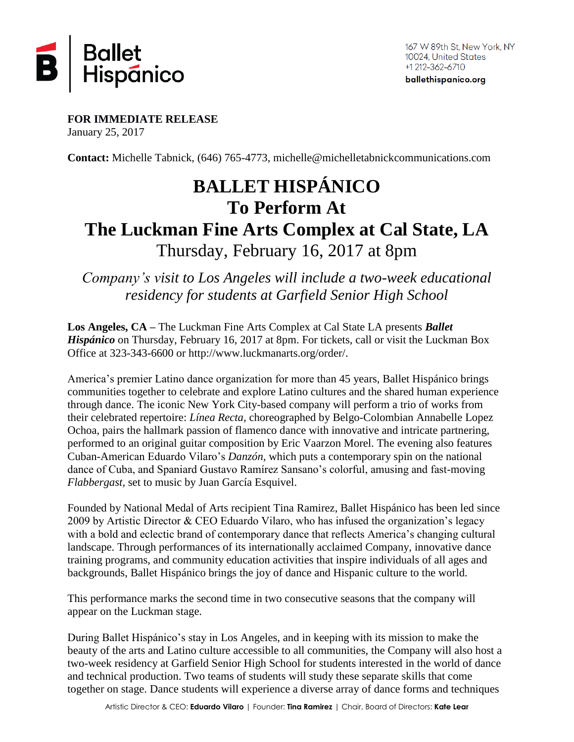Ballet Hispánico

167 W 89th St, New York, NY
10024, United States
+1 212-362-6710
**ballethispanico.org**

**FOR IMMEDIATE RELEASE**
January 25, 2017

**Contact:** Michelle Tabnick, (646) 765-4773, michelle@michelletabnickcommunications.com

# BALLET HISPÁNICO
# To Perform At
# The Luckman Fine Arts Complex at Cal State, LA

## Thursday, February 16, 2017 at 8pm

*Company's visit to Los Angeles will include a two-week educational residency for students at Garfield Senior High School*

**Los Angeles, CA –** The Luckman Fine Arts Complex at Cal State LA presents ***Ballet Hispánico*** on Thursday, February 16, 2017 at 8pm. For tickets, call or visit the Luckman Box Office at 323-343-6600 or http://www.luckmanarts.org/order/.

America's premier Latino dance organization for more than 45 years, Ballet Hispánico brings communities together to celebrate and explore Latino cultures and the shared human experience through dance. The iconic New York City-based company will perform a trio of works from their celebrated repertoire: *Línea Recta,* choreographed by Belgo-Colombian Annabelle Lopez Ochoa, pairs the hallmark passion of flamenco dance with innovative and intricate partnering, performed to an original guitar composition by Eric Vaarzon Morel. The evening also features Cuban-American Eduardo Vilaro's *Danzón,* which puts a contemporary spin on the national dance of Cuba, and Spaniard Gustavo Ramírez Sansano's colorful, amusing and fast-moving *Flabbergast*, set to music by Juan García Esquivel.

Founded by National Medal of Arts recipient Tina Ramirez, Ballet Hispánico has been led since 2009 by Artistic Director & CEO Eduardo Vilaro, who has infused the organization's legacy with a bold and eclectic brand of contemporary dance that reflects America's changing cultural landscape. Through performances of its internationally acclaimed Company, innovative dance training programs, and community education activities that inspire individuals of all ages and backgrounds, Ballet Hispánico brings the joy of dance and Hispanic culture to the world.

This performance marks the second time in two consecutive seasons that the company will appear on the Luckman stage.

During Ballet Hispánico's stay in Los Angeles, and in keeping with its mission to make the beauty of the arts and Latino culture accessible to all communities, the Company will also host a two-week residency at Garfield Senior High School for students interested in the world of dance and technical production. Two teams of students will study these separate skills that come together on stage. Dance students will experience a diverse array of dance forms and techniques

Artistic Director & CEO: **Eduardo Vilaro** | Founder: **Tina Ramirez** | Chair, Board of Directors: **Kate Lear**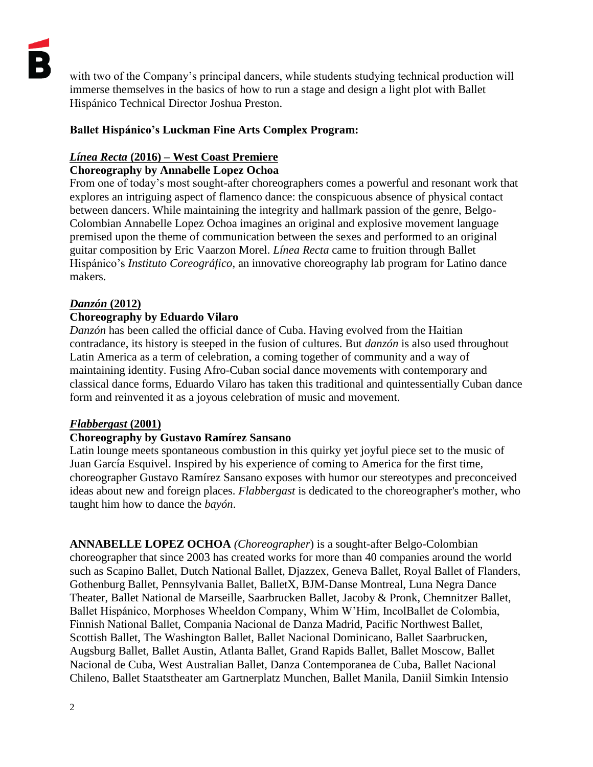with two of the Company's principal dancers, while students studying technical production will immerse themselves in the basics of how to run a stage and design a light plot with Ballet Hispánico Technical Director Joshua Preston.

**Ballet Hispánico's Luckman Fine Arts Complex Program:**

***Línea Recta* (2016) – West Coast Premiere**
**Choreography by Annabelle Lopez Ochoa**

From one of today's most sought-after choreographers comes a powerful and resonant work that explores an intriguing aspect of flamenco dance: the conspicuous absence of physical contact between dancers. While maintaining the integrity and hallmark passion of the genre, Belgo-Colombian Annabelle Lopez Ochoa imagines an original and explosive movement language premised upon the theme of communication between the sexes and performed to an original guitar composition by Eric Vaarzon Morel. *Línea Recta* came to fruition through Ballet Hispánico's *Instituto Coreográfico*, an innovative choreography lab program for Latino dance makers.

***Danzón* (2012)**
**Choreography by Eduardo Vilaro**

*Danzón* has been called the official dance of Cuba. Having evolved from the Haitian contradance, its history is steeped in the fusion of cultures. But *danzón* is also used throughout Latin America as a term of celebration, a coming together of community and a way of maintaining identity. Fusing Afro-Cuban social dance movements with contemporary and classical dance forms, Eduardo Vilaro has taken this traditional and quintessentially Cuban dance form and reinvented it as a joyous celebration of music and movement.

***Flabbergast* (2001)**
**Choreography by Gustavo Ramírez Sansano**

Latin lounge meets spontaneous combustion in this quirky yet joyful piece set to the music of Juan García Esquivel. Inspired by his experience of coming to America for the first time, choreographer Gustavo Ramírez Sansano exposes with humor our stereotypes and preconceived ideas about new and foreign places. *Flabbergast* is dedicated to the choreographer's mother, who taught him how to dance the *bayón*.

**ANNABELLE LOPEZ OCHOA** *(Choreographer*) is a sought-after Belgo-Colombian choreographer that since 2003 has created works for more than 40 companies around the world such as Scapino Ballet, Dutch National Ballet, Djazzex, Geneva Ballet, Royal Ballet of Flanders, Gothenburg Ballet, Pennsylvania Ballet, BalletX, BJM-Danse Montreal, Luna Negra Dance Theater, Ballet National de Marseille, Saarbrucken Ballet, Jacoby & Pronk, Chemnitzer Ballet, Ballet Hispánico, Morphoses Wheeldon Company, Whim W'Him, IncolBallet de Colombia, Finnish National Ballet, Compania Nacional de Danza Madrid, Pacific Northwest Ballet, Scottish Ballet, The Washington Ballet, Ballet Nacional Dominicano, Ballet Saarbrucken, Augsburg Ballet, Ballet Austin, Atlanta Ballet, Grand Rapids Ballet, Ballet Moscow, Ballet Nacional de Cuba, West Australian Ballet, Danza Contemporanea de Cuba, Ballet Nacional Chileno, Ballet Staatstheater am Gartnerplatz Munchen, Ballet Manila, Daniil Simkin Intensio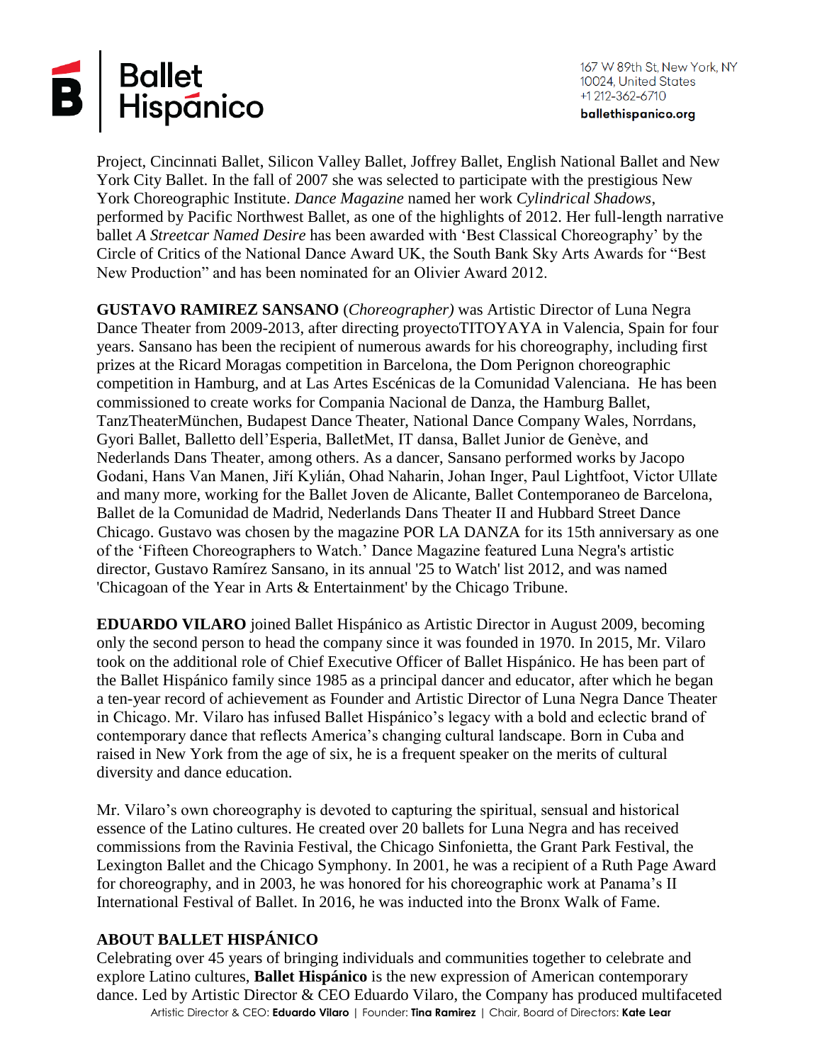Project, Cincinnati Ballet, Silicon Valley Ballet, Joffrey Ballet, English National Ballet and New York City Ballet. In the fall of 2007 she was selected to participate with the prestigious New York Choreographic Institute. *Dance Magazine* named her work *Cylindrical Shadows*, performed by Pacific Northwest Ballet, as one of the highlights of 2012. Her full-length narrative ballet *A Streetcar Named Desire* has been awarded with 'Best Classical Choreography' by the Circle of Critics of the National Dance Award UK, the South Bank Sky Arts Awards for "Best New Production" and has been nominated for an Olivier Award 2012.

**GUSTAVO RAMIREZ SANSANO** (*Choreographer)* was Artistic Director of Luna Negra Dance Theater from 2009-2013, after directing proyectoTITOYAYA in Valencia, Spain for four years. Sansano has been the recipient of numerous awards for his choreography, including first prizes at the Ricard Moragas competition in Barcelona, the Dom Perignon choreographic competition in Hamburg, and at Las Artes Escénicas de la Comunidad Valenciana. He has been commissioned to create works for Compania Nacional de Danza, the Hamburg Ballet, TanzTheaterMünchen, Budapest Dance Theater, National Dance Company Wales, Norrdans, Gyori Ballet, Balletto dell'Esperia, BalletMet, IT dansa, Ballet Junior de Genève, and Nederlands Dans Theater, among others. As a dancer, Sansano performed works by Jacopo Godani, Hans Van Manen, Jiří Kylián, Ohad Naharin, Johan Inger, Paul Lightfoot, Victor Ullate and many more, working for the Ballet Joven de Alicante, Ballet Contemporaneo de Barcelona, Ballet de la Comunidad de Madrid, Nederlands Dans Theater II and Hubbard Street Dance Chicago. Gustavo was chosen by the magazine POR LA DANZA for its 15th anniversary as one of the 'Fifteen Choreographers to Watch.' Dance Magazine featured Luna Negra's artistic director, Gustavo Ramírez Sansano, in its annual '25 to Watch' list 2012, and was named 'Chicagoan of the Year in Arts & Entertainment' by the Chicago Tribune.

**EDUARDO VILARO** joined Ballet Hispánico as Artistic Director in August 2009, becoming only the second person to head the company since it was founded in 1970. In 2015, Mr. Vilaro took on the additional role of Chief Executive Officer of Ballet Hispánico. He has been part of the Ballet Hispánico family since 1985 as a principal dancer and educator, after which he began a ten-year record of achievement as Founder and Artistic Director of Luna Negra Dance Theater in Chicago. Mr. Vilaro has infused Ballet Hispánico's legacy with a bold and eclectic brand of contemporary dance that reflects America's changing cultural landscape. Born in Cuba and raised in New York from the age of six, he is a frequent speaker on the merits of cultural diversity and dance education.

Mr. Vilaro's own choreography is devoted to capturing the spiritual, sensual and historical essence of the Latino cultures. He created over 20 ballets for Luna Negra and has received commissions from the Ravinia Festival, the Chicago Sinfonietta, the Grant Park Festival, the Lexington Ballet and the Chicago Symphony. In 2001, he was a recipient of a Ruth Page Award for choreography, and in 2003, he was honored for his choreographic work at Panama's II International Festival of Ballet. In 2016, he was inducted into the Bronx Walk of Fame.

## ABOUT BALLET HISPÁNICO

Celebrating over 45 years of bringing individuals and communities together to celebrate and explore Latino cultures, **Ballet Hispánico** is the new expression of American contemporary dance. Led by Artistic Director & CEO Eduardo Vilaro, the Company has produced multifaceted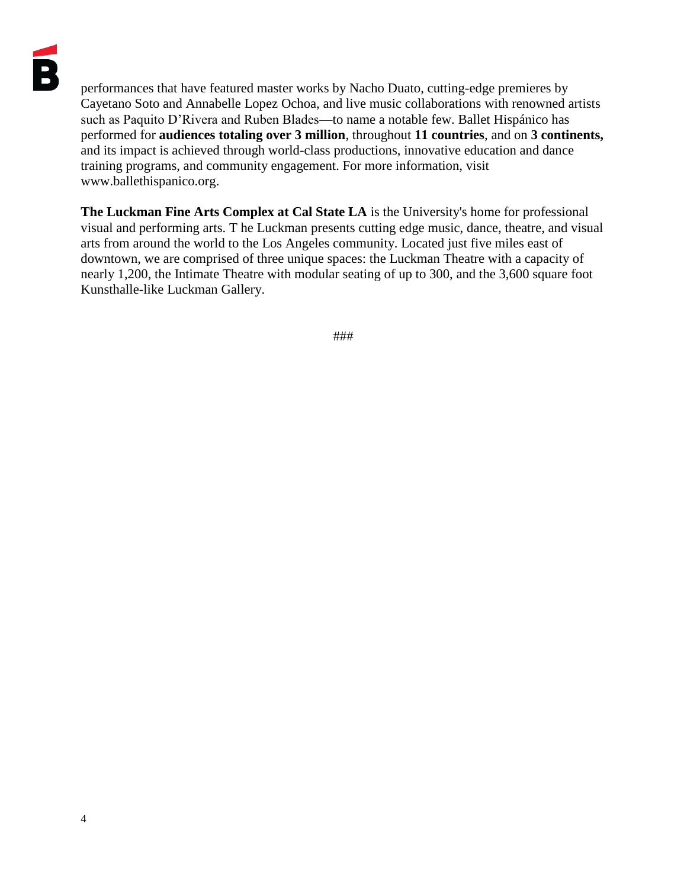performances that have featured master works by Nacho Duato, cutting-edge premieres by Cayetano Soto and Annabelle Lopez Ochoa, and live music collaborations with renowned artists such as Paquito D'Rivera and Ruben Blades—to name a notable few. Ballet Hispánico has performed for **audiences totaling over 3 million**, throughout **11 countries**, and on **3 continents,** and its impact is achieved through world-class productions, innovative education and dance training programs, and community engagement. For more information, visit www.ballethispanico.org.

**The Luckman Fine Arts Complex at Cal State LA** is the University's home for professional visual and performing arts. T he Luckman presents cutting edge music, dance, theatre, and visual arts from around the world to the Los Angeles community. Located just five miles east of downtown, we are comprised of three unique spaces: the Luckman Theatre with a capacity of nearly 1,200, the Intimate Theatre with modular seating of up to 300, and the 3,600 square foot Kunsthalle-like Luckman Gallery.

###